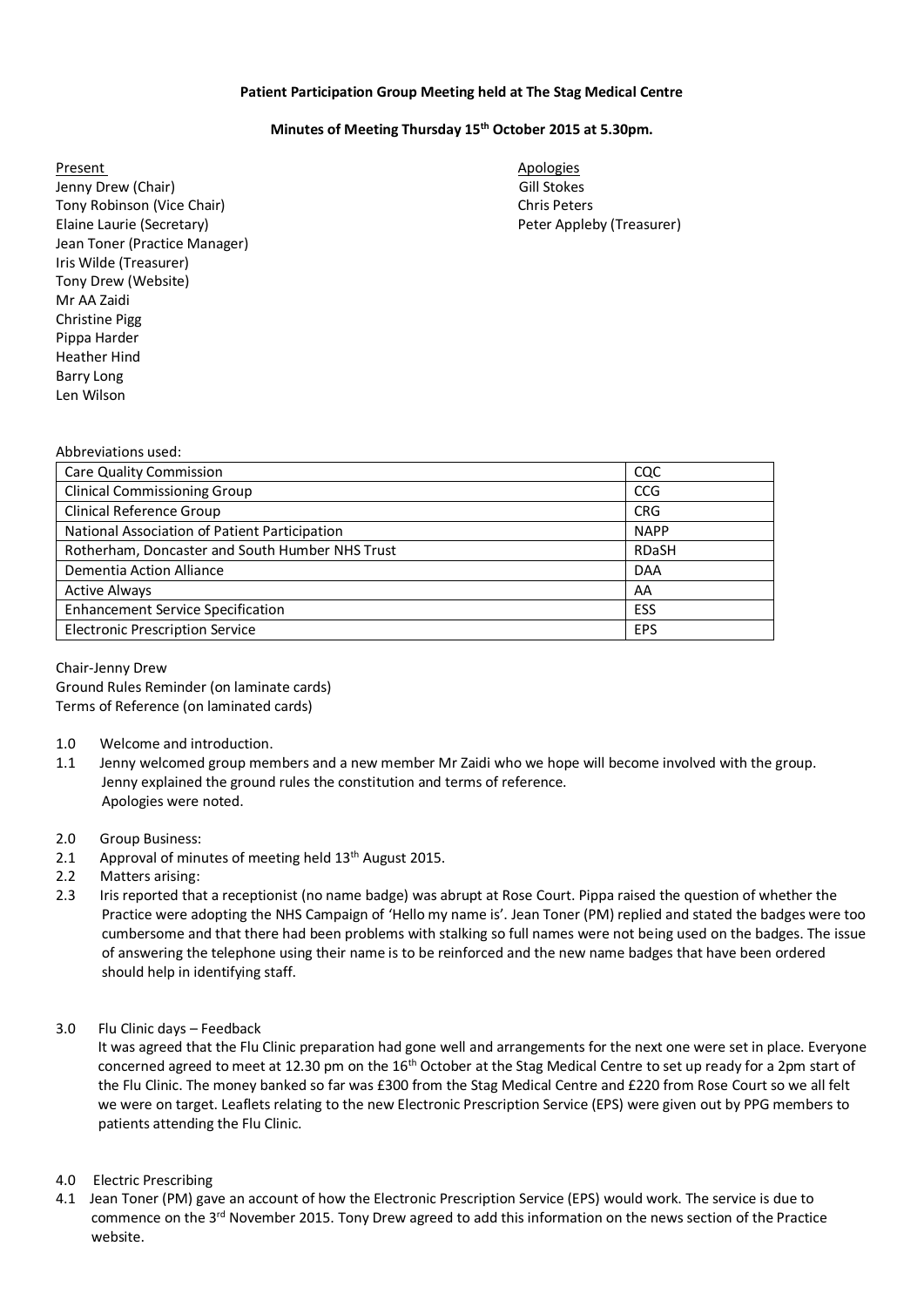**Patient Participation Group Meeting held at The Stag Medical Centre**

**Minutes of Meeting Thursday 15th October 2015 at 5.30pm.**

Present
Jenny Drew (Chair)
Tony Robinson (Vice Chair)
Elaine Laurie (Secretary)
Jean Toner (Practice Manager)
Iris Wilde (Treasurer)
Tony Drew (Website)
Mr AA Zaidi
Christine Pigg
Pippa Harder
Heather Hind
Barry Long
Len Wilson

Apologies
Gill Stokes
Chris Peters
Peter Appleby (Treasurer)

Abbreviations used:

| | |
|---|---|
| Care Quality Commission | CQC |
| Clinical Commissioning Group | CCG |
| Clinical Reference Group | CRG |
| National Association of Patient Participation | NAPP |
| Rotherham, Doncaster and South Humber NHS Trust | RDaSH |
| Dementia Action Alliance | DAA |
| Active Always | AA |
| Enhancement Service Specification | ESS |
| Electronic Prescription Service | EPS |

Chair-Jenny Drew
Ground Rules Reminder (on laminate cards)
Terms of Reference (on laminated cards)

1.0 Welcome and introduction.

1.1 Jenny welcomed group members and a new member Mr Zaidi who we hope will become involved with the group. Jenny explained the ground rules the constitution and terms of reference. Apologies were noted.

2.0 Group Business:

2.1 Approval of minutes of meeting held 13th August 2015.

2.2 Matters arising:

2.3 Iris reported that a receptionist (no name badge) was abrupt at Rose Court. Pippa raised the question of whether the Practice were adopting the NHS Campaign of 'Hello my name is'. Jean Toner (PM) replied and stated the badges were too cumbersome and that there had been problems with stalking so full names were not being used on the badges. The issue of answering the telephone using their name is to be reinforced and the new name badges that have been ordered should help in identifying staff.

3.0 Flu Clinic days – Feedback

It was agreed that the Flu Clinic preparation had gone well and arrangements for the next one were set in place. Everyone concerned agreed to meet at 12.30 pm on the 16th October at the Stag Medical Centre to set up ready for a 2pm start of the Flu Clinic. The money banked so far was £300 from the Stag Medical Centre and £220 from Rose Court so we all felt we were on target. Leaflets relating to the new Electronic Prescription Service (EPS) were given out by PPG members to patients attending the Flu Clinic.

4.0 Electric Prescribing

4.1 Jean Toner (PM) gave an account of how the Electronic Prescription Service (EPS) would work. The service is due to commence on the 3rd November 2015. Tony Drew agreed to add this information on the news section of the Practice website.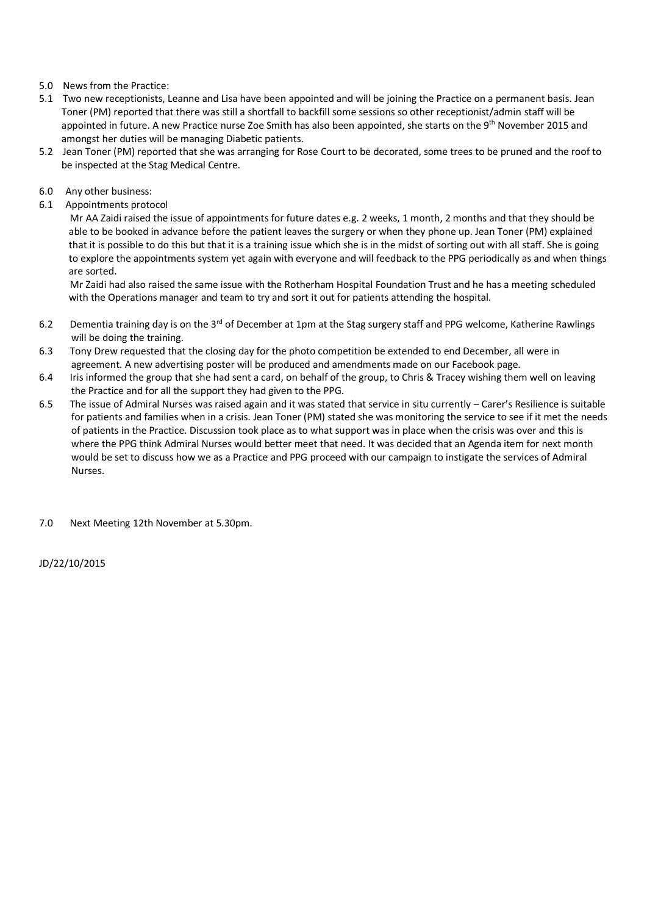5.0 News from the Practice:

5.1 Two new receptionists, Leanne and Lisa have been appointed and will be joining the Practice on a permanent basis. Jean Toner (PM) reported that there was still a shortfall to backfill some sessions so other receptionist/admin staff will be appointed in future. A new Practice nurse Zoe Smith has also been appointed, she starts on the 9th November 2015 and amongst her duties will be managing Diabetic patients.

5.2 Jean Toner (PM) reported that she was arranging for Rose Court to be decorated, some trees to be pruned and the roof to be inspected at the Stag Medical Centre.

6.0 Any other business:

6.1 Appointments protocol

Mr AA Zaidi raised the issue of appointments for future dates e.g. 2 weeks, 1 month, 2 months and that they should be able to be booked in advance before the patient leaves the surgery or when they phone up. Jean Toner (PM) explained that it is possible to do this but that it is a training issue which she is in the midst of sorting out with all staff. She is going to explore the appointments system yet again with everyone and will feedback to the PPG periodically as and when things are sorted.

Mr Zaidi had also raised the same issue with the Rotherham Hospital Foundation Trust and he has a meeting scheduled with the Operations manager and team to try and sort it out for patients attending the hospital.

6.2 Dementia training day is on the 3rd of December at 1pm at the Stag surgery staff and PPG welcome, Katherine Rawlings will be doing the training.

6.3 Tony Drew requested that the closing day for the photo competition be extended to end December, all were in agreement. A new advertising poster will be produced and amendments made on our Facebook page.

6.4 Iris informed the group that she had sent a card, on behalf of the group, to Chris & Tracey wishing them well on leaving the Practice and for all the support they had given to the PPG.

6.5 The issue of Admiral Nurses was raised again and it was stated that service in situ currently – Carer's Resilience is suitable for patients and families when in a crisis. Jean Toner (PM) stated she was monitoring the service to see if it met the needs of patients in the Practice. Discussion took place as to what support was in place when the crisis was over and this is where the PPG think Admiral Nurses would better meet that need. It was decided that an Agenda item for next month would be set to discuss how we as a Practice and PPG proceed with our campaign to instigate the services of Admiral Nurses.

7.0 Next Meeting 12th November at 5.30pm.

JD/22/10/2015